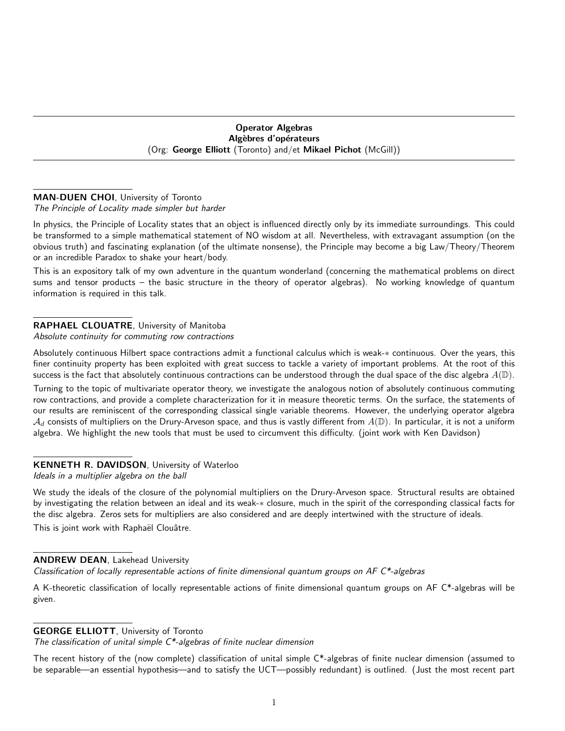## Operator Algebras
## Algèbres d'opérateurs

(Org: **George Elliott** (Toronto) and/et **Mikael Pichot** (McGill))

---

**MAN-DUEN CHOI**, University of Toronto
*The Principle of Locality made simpler but harder*

In physics, the Principle of Locality states that an object is influenced directly only by its immediate surroundings. This could be transformed to a simple mathematical statement of NO wisdom at all. Nevertheless, with extravagant assumption (on the obvious truth) and fascinating explanation (of the ultimate nonsense), the Principle may become a big Law/Theory/Theorem or an incredible Paradox to shake your heart/body.

This is an expository talk of my own adventure in the quantum wonderland (concerning the mathematical problems on direct sums and tensor products – the basic structure in the theory of operator algebras). No working knowledge of quantum information is required in this talk.

---

**RAPHAEL CLOUATRE**, University of Manitoba
*Absolute continuity for commuting row contractions*

Absolutely continuous Hilbert space contractions admit a functional calculus which is weak-$*$ continuous. Over the years, this finer continuity property has been exploited with great success to tackle a variety of important problems. At the root of this success is the fact that absolutely continuous contractions can be understood through the dual space of the disc algebra $A(\mathbb{D})$.

Turning to the topic of multivariate operator theory, we investigate the analogous notion of absolutely continuous commuting row contractions, and provide a complete characterization for it in measure theoretic terms. On the surface, the statements of our results are reminiscent of the corresponding classical single variable theorems. However, the underlying operator algebra $\mathcal{A}_d$ consists of multipliers on the Drury-Arveson space, and thus is vastly different from $A(\mathbb{D})$. In particular, it is not a uniform algebra. We highlight the new tools that must be used to circumvent this difficulty. (joint work with Ken Davidson)

---

**KENNETH R. DAVIDSON**, University of Waterloo
*Ideals in a multiplier algebra on the ball*

We study the ideals of the closure of the polynomial multipliers on the Drury-Arveson space. Structural results are obtained by investigating the relation between an ideal and its weak-$*$ closure, much in the spirit of the corresponding classical facts for the disc algebra. Zeros sets for multipliers are also considered and are deeply intertwined with the structure of ideals.

This is joint work with Raphaël Clouâtre.

---

**ANDREW DEAN**, Lakehead University
*Classification of locally representable actions of finite dimensional quantum groups on AF C*-algebras*

A K-theoretic classification of locally representable actions of finite dimensional quantum groups on AF C*-algebras will be given.

---

**GEORGE ELLIOTT**, University of Toronto
*The classification of unital simple C*-algebras of finite nuclear dimension*

The recent history of the (now complete) classification of unital simple C*-algebras of finite nuclear dimension (assumed to be separable—an essential hypothesis—and to satisfy the UCT—possibly redundant) is outlined. (Just the most recent part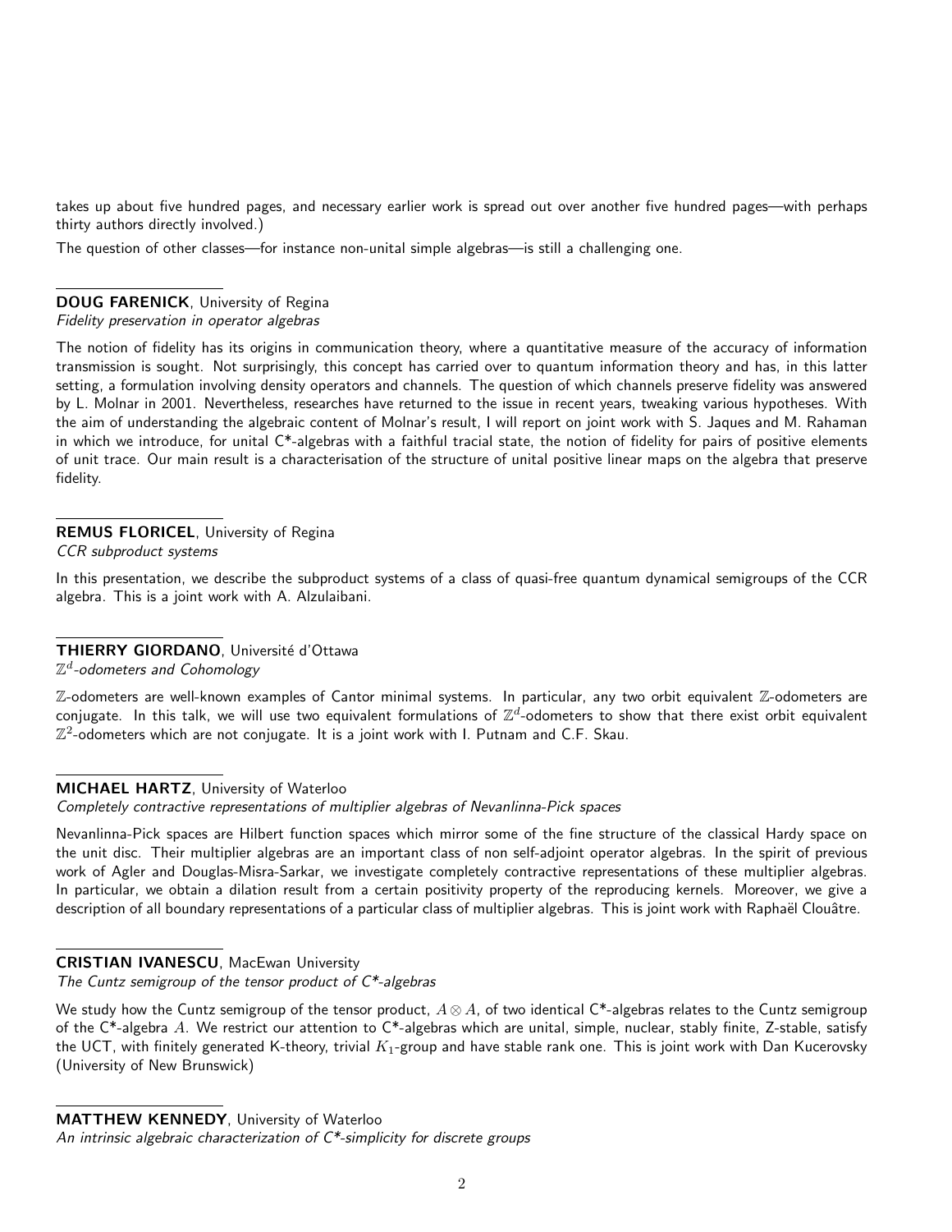takes up about five hundred pages, and necessary earlier work is spread out over another five hundred pages—with perhaps thirty authors directly involved.)

The question of other classes—for instance non-unital simple algebras—is still a challenging one.

---

**DOUG FARENICK**, University of Regina
*Fidelity preservation in operator algebras*

The notion of fidelity has its origins in communication theory, where a quantitative measure of the accuracy of information transmission is sought. Not surprisingly, this concept has carried over to quantum information theory and has, in this latter setting, a formulation involving density operators and channels. The question of which channels preserve fidelity was answered by L. Molnar in 2001. Nevertheless, researches have returned to the issue in recent years, tweaking various hypotheses. With the aim of understanding the algebraic content of Molnar's result, I will report on joint work with S. Jaques and M. Rahaman in which we introduce, for unital C*-algebras with a faithful tracial state, the notion of fidelity for pairs of positive elements of unit trace. Our main result is a characterisation of the structure of unital positive linear maps on the algebra that preserve fidelity.

---

**REMUS FLORICEL**, University of Regina
*CCR subproduct systems*

In this presentation, we describe the subproduct systems of a class of quasi-free quantum dynamical semigroups of the CCR algebra. This is a joint work with A. Alzulaibani.

---

**THIERRY GIORDANO**, Université d'Ottawa
*$\mathbb{Z}^d$-odometers and Cohomology*

$\mathbb{Z}$-odometers are well-known examples of Cantor minimal systems. In particular, any two orbit equivalent $\mathbb{Z}$-odometers are conjugate. In this talk, we will use two equivalent formulations of $\mathbb{Z}^d$-odometers to show that there exist orbit equivalent $\mathbb{Z}^2$-odometers which are not conjugate. It is a joint work with I. Putnam and C.F. Skau.

---

**MICHAEL HARTZ**, University of Waterloo
*Completely contractive representations of multiplier algebras of Nevanlinna-Pick spaces*

Nevanlinna-Pick spaces are Hilbert function spaces which mirror some of the fine structure of the classical Hardy space on the unit disc. Their multiplier algebras are an important class of non self-adjoint operator algebras. In the spirit of previous work of Agler and Douglas-Misra-Sarkar, we investigate completely contractive representations of these multiplier algebras. In particular, we obtain a dilation result from a certain positivity property of the reproducing kernels. Moreover, we give a description of all boundary representations of a particular class of multiplier algebras. This is joint work with Raphaël Clouâtre.

---

**CRISTIAN IVANESCU**, MacEwan University
*The Cuntz semigroup of the tensor product of C*-algebras*

We study how the Cuntz semigroup of the tensor product, $A \otimes A$, of two identical C*-algebras relates to the Cuntz semigroup of the C*-algebra $A$. We restrict our attention to C*-algebras which are unital, simple, nuclear, stably finite, Z-stable, satisfy the UCT, with finitely generated K-theory, trivial $K_1$-group and have stable rank one. This is joint work with Dan Kucerovsky (University of New Brunswick)

---

**MATTHEW KENNEDY**, University of Waterloo
*An intrinsic algebraic characterization of C*-simplicity for discrete groups*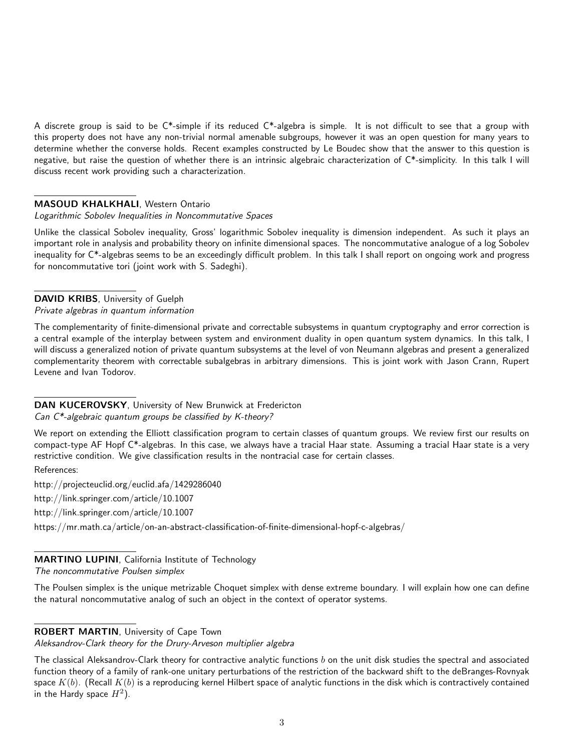A discrete group is said to be C*-simple if its reduced C*-algebra is simple. It is not difficult to see that a group with this property does not have any non-trivial normal amenable subgroups, however it was an open question for many years to determine whether the converse holds. Recent examples constructed by Le Boudec show that the answer to this question is negative, but raise the question of whether there is an intrinsic algebraic characterization of C*-simplicity. In this talk I will discuss recent work providing such a characterization.

---

**MASOUD KHALKHALI**, Western Ontario
*Logarithmic Sobolev Inequalities in Noncommutative Spaces*

Unlike the classical Sobolev inequality, Gross' logarithmic Sobolev inequality is dimension independent. As such it plays an important role in analysis and probability theory on infinite dimensional spaces. The noncommutative analogue of a log Sobolev inequality for C*-algebras seems to be an exceedingly difficult problem. In this talk I shall report on ongoing work and progress for noncommutative tori (joint work with S. Sadeghi).

---

**DAVID KRIBS**, University of Guelph
*Private algebras in quantum information*

The complementarity of finite-dimensional private and correctable subsystems in quantum cryptography and error correction is a central example of the interplay between system and environment duality in open quantum system dynamics. In this talk, I will discuss a generalized notion of private quantum subsystems at the level of von Neumann algebras and present a generalized complementarity theorem with correctable subalgebras in arbitrary dimensions. This is joint work with Jason Crann, Rupert Levene and Ivan Todorov.

---

**DAN KUCEROVSKY**, University of New Brunwick at Fredericton
*Can C*-algebraic quantum groups be classified by K-theory?*

We report on extending the Elliott classification program to certain classes of quantum groups. We review first our results on compact-type AF Hopf C*-algebras. In this case, we always have a tracial Haar state. Assuming a tracial Haar state is a very restrictive condition. We give classification results in the nontracial case for certain classes.

References:

http://projecteuclid.org/euclid.afa/1429286040

http://link.springer.com/article/10.1007

http://link.springer.com/article/10.1007

https://mr.math.ca/article/on-an-abstract-classification-of-finite-dimensional-hopf-c-algebras/

---

**MARTINO LUPINI**, California Institute of Technology
*The noncommutative Poulsen simplex*

The Poulsen simplex is the unique metrizable Choquet simplex with dense extreme boundary. I will explain how one can define the natural noncommutative analog of such an object in the context of operator systems.

---

**ROBERT MARTIN**, University of Cape Town
*Aleksandrov-Clark theory for the Drury-Arveson multiplier algebra*

The classical Aleksandrov-Clark theory for contractive analytic functions $b$ on the unit disk studies the spectral and associated function theory of a family of rank-one unitary perturbations of the restriction of the backward shift to the deBranges-Rovnyak space $K(b)$. (Recall $K(b)$ is a reproducing kernel Hilbert space of analytic functions in the disk which is contractively contained in the Hardy space $H^2$).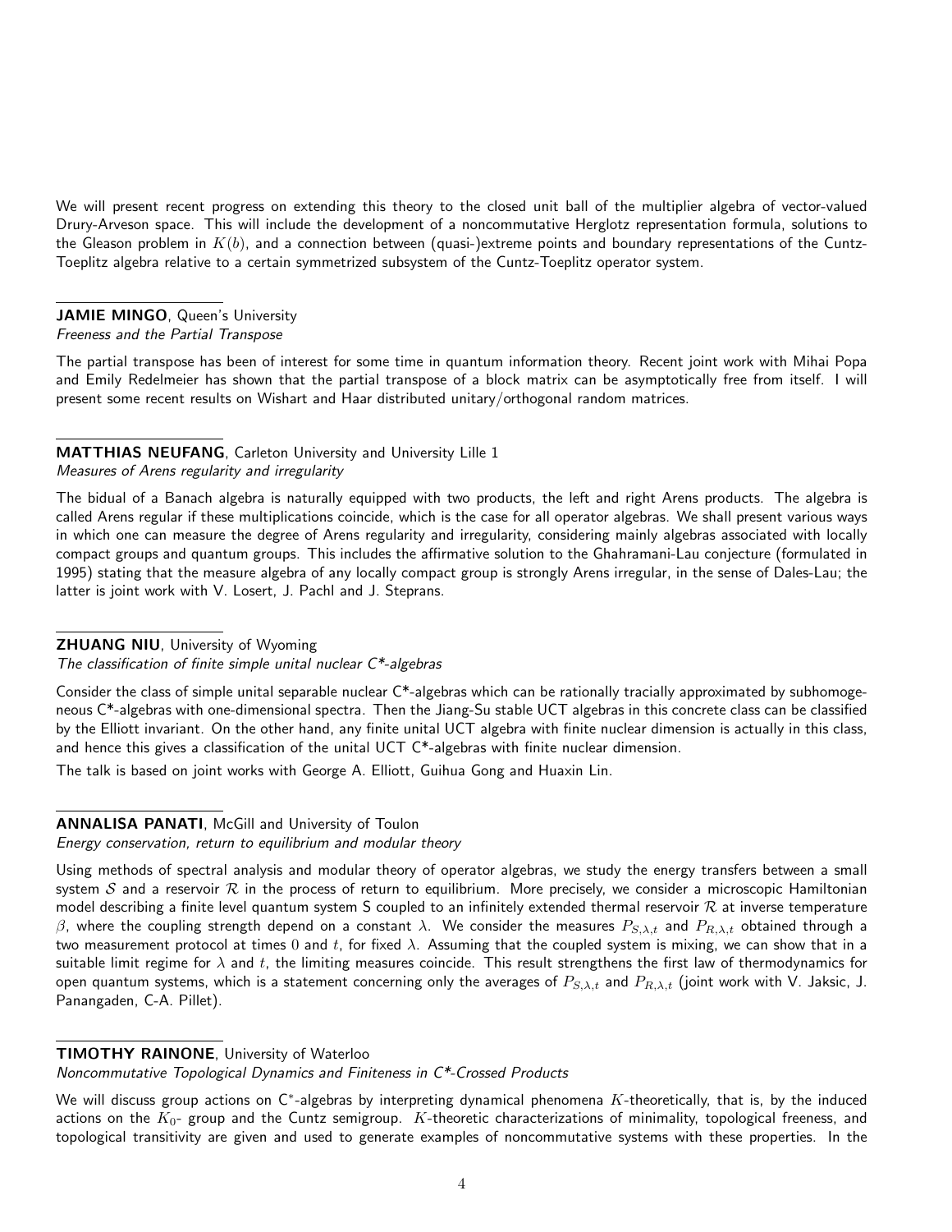We will present recent progress on extending this theory to the closed unit ball of the multiplier algebra of vector-valued Drury-Arveson space. This will include the development of a noncommutative Herglotz representation formula, solutions to the Gleason problem in $K(b)$, and a connection between (quasi-)extreme points and boundary representations of the Cuntz-Toeplitz algebra relative to a certain symmetrized subsystem of the Cuntz-Toeplitz operator system.

**JAMIE MINGO**, Queen's University
*Freeness and the Partial Transpose*

The partial transpose has been of interest for some time in quantum information theory. Recent joint work with Mihai Popa and Emily Redelmeier has shown that the partial transpose of a block matrix can be asymptotically free from itself. I will present some recent results on Wishart and Haar distributed unitary/orthogonal random matrices.

**MATTHIAS NEUFANG**, Carleton University and University Lille 1
*Measures of Arens regularity and irregularity*

The bidual of a Banach algebra is naturally equipped with two products, the left and right Arens products. The algebra is called Arens regular if these multiplications coincide, which is the case for all operator algebras. We shall present various ways in which one can measure the degree of Arens regularity and irregularity, considering mainly algebras associated with locally compact groups and quantum groups. This includes the affirmative solution to the Ghahramani-Lau conjecture (formulated in 1995) stating that the measure algebra of any locally compact group is strongly Arens irregular, in the sense of Dales-Lau; the latter is joint work with V. Losert, J. Pachl and J. Steprans.

**ZHUANG NIU**, University of Wyoming
*The classification of finite simple unital nuclear C\*-algebras*

Consider the class of simple unital separable nuclear C\*-algebras which can be rationally tracially approximated by subhomogeneous C\*-algebras with one-dimensional spectra. Then the Jiang-Su stable UCT algebras in this concrete class can be classified by the Elliott invariant. On the other hand, any finite unital UCT algebra with finite nuclear dimension is actually in this class, and hence this gives a classification of the unital UCT C\*-algebras with finite nuclear dimension.

The talk is based on joint works with George A. Elliott, Guihua Gong and Huaxin Lin.

**ANNALISA PANATI**, McGill and University of Toulon
*Energy conservation, return to equilibrium and modular theory*

Using methods of spectral analysis and modular theory of operator algebras, we study the energy transfers between a small system $\mathcal{S}$ and a reservoir $\mathcal{R}$ in the process of return to equilibrium. More precisely, we consider a microscopic Hamiltonian model describing a finite level quantum system S coupled to an infinitely extended thermal reservoir $\mathcal{R}$ at inverse temperature $\beta$, where the coupling strength depend on a constant $\lambda$. We consider the measures $P_{S,\lambda,t}$ and $P_{R,\lambda,t}$ obtained through a two measurement protocol at times $0$ and $t$, for fixed $\lambda$. Assuming that the coupled system is mixing, we can show that in a suitable limit regime for $\lambda$ and $t$, the limiting measures coincide. This result strengthens the first law of thermodynamics for open quantum systems, which is a statement concerning only the averages of $P_{S,\lambda,t}$ and $P_{R,\lambda,t}$ (joint work with V. Jaksic, J. Panangaden, C-A. Pillet).

**TIMOTHY RAINONE**, University of Waterloo
*Noncommutative Topological Dynamics and Finiteness in C\*-Crossed Products*

We will discuss group actions on C$^*$-algebras by interpreting dynamical phenomena $K$-theoretically, that is, by the induced actions on the $K_0$- group and the Cuntz semigroup. $K$-theoretic characterizations of minimality, topological freeness, and topological transitivity are given and used to generate examples of noncommutative systems with these properties. In the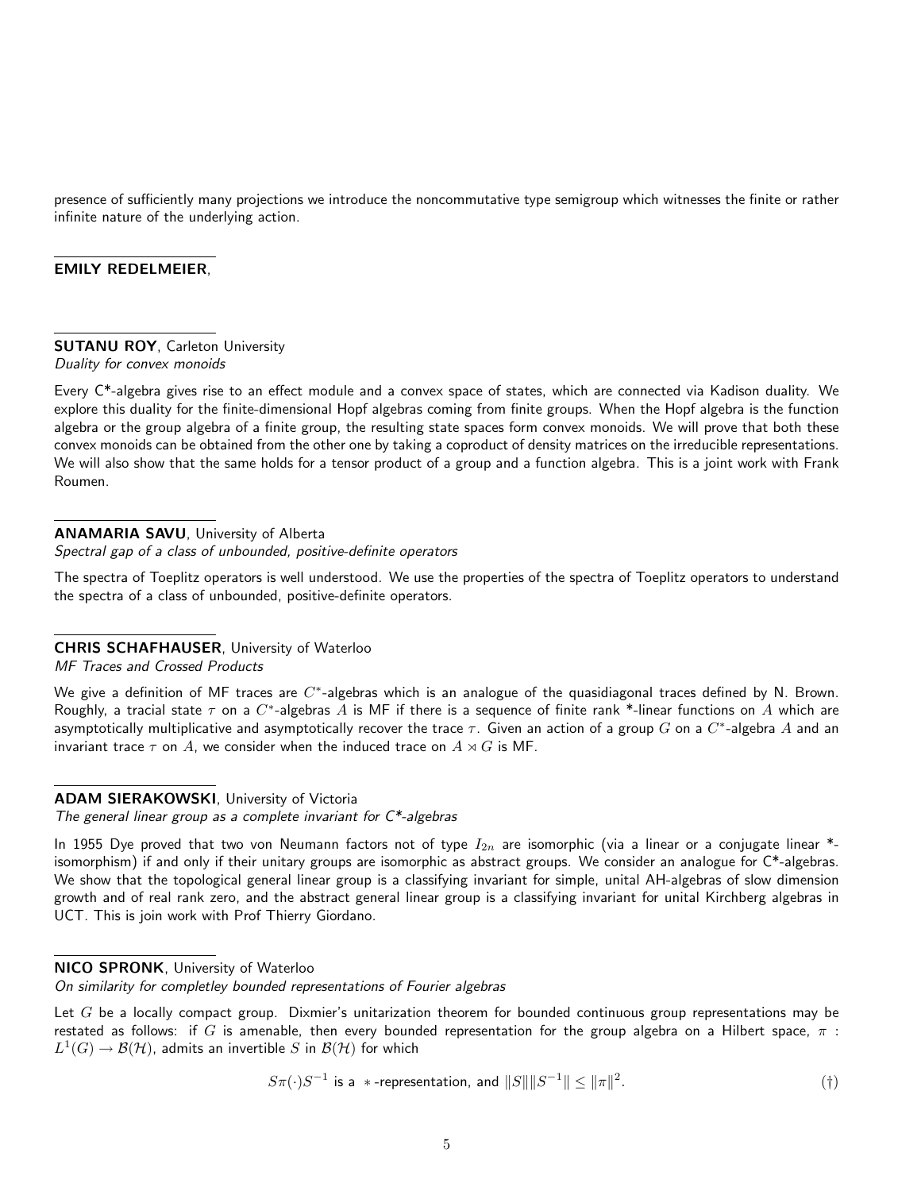presence of sufficiently many projections we introduce the noncommutative type semigroup which witnesses the finite or rather infinite nature of the underlying action.

**EMILY REDELMEIER**,

**SUTANU ROY**, Carleton University
*Duality for convex monoids*

Every C*-algebra gives rise to an effect module and a convex space of states, which are connected via Kadison duality. We explore this duality for the finite-dimensional Hopf algebras coming from finite groups. When the Hopf algebra is the function algebra or the group algebra of a finite group, the resulting state spaces form convex monoids. We will prove that both these convex monoids can be obtained from the other one by taking a coproduct of density matrices on the irreducible representations. We will also show that the same holds for a tensor product of a group and a function algebra. This is a joint work with Frank Roumen.

**ANAMARIA SAVU**, University of Alberta
*Spectral gap of a class of unbounded, positive-definite operators*

The spectra of Toeplitz operators is well understood. We use the properties of the spectra of Toeplitz operators to understand the spectra of a class of unbounded, positive-definite operators.

**CHRIS SCHAFHAUSER**, University of Waterloo
*MF Traces and Crossed Products*

We give a definition of MF traces are $C^*$-algebras which is an analogue of the quasidiagonal traces defined by N. Brown. Roughly, a tracial state $\tau$ on a $C^*$-algebras $A$ is MF if there is a sequence of finite rank *-linear functions on $A$ which are asymptotically multiplicative and asymptotically recover the trace $\tau$. Given an action of a group $G$ on a $C^*$-algebra $A$ and an invariant trace $\tau$ on $A$, we consider when the induced trace on $A \rtimes G$ is MF.

**ADAM SIERAKOWSKI**, University of Victoria
*The general linear group as a complete invariant for C*-algebras*

In 1955 Dye proved that two von Neumann factors not of type $I_{2n}$ are isomorphic (via a linear or a conjugate linear *-isomorphism) if and only if their unitary groups are isomorphic as abstract groups. We consider an analogue for C*-algebras. We show that the topological general linear group is a classifying invariant for simple, unital AH-algebras of slow dimension growth and of real rank zero, and the abstract general linear group is a classifying invariant for unital Kirchberg algebras in UCT. This is join work with Prof Thierry Giordano.

**NICO SPRONK**, University of Waterloo
*On similarity for completley bounded representations of Fourier algebras*

Let $G$ be a locally compact group. Dixmier's unitarization theorem for bounded continuous group representations may be restated as follows: if $G$ is amenable, then every bounded representation for the group algebra on a Hilbert space, $\pi : L^1(G) \to \mathcal{B}(\mathcal{H})$, admits an invertible $S$ in $\mathcal{B}(\mathcal{H})$ for which

$$S\pi(\cdot)S^{-1} \text{ is a } *\text{-representation, and } \|S\|\|S^{-1}\| \leq \|\pi\|^2. \qquad (\dagger)$$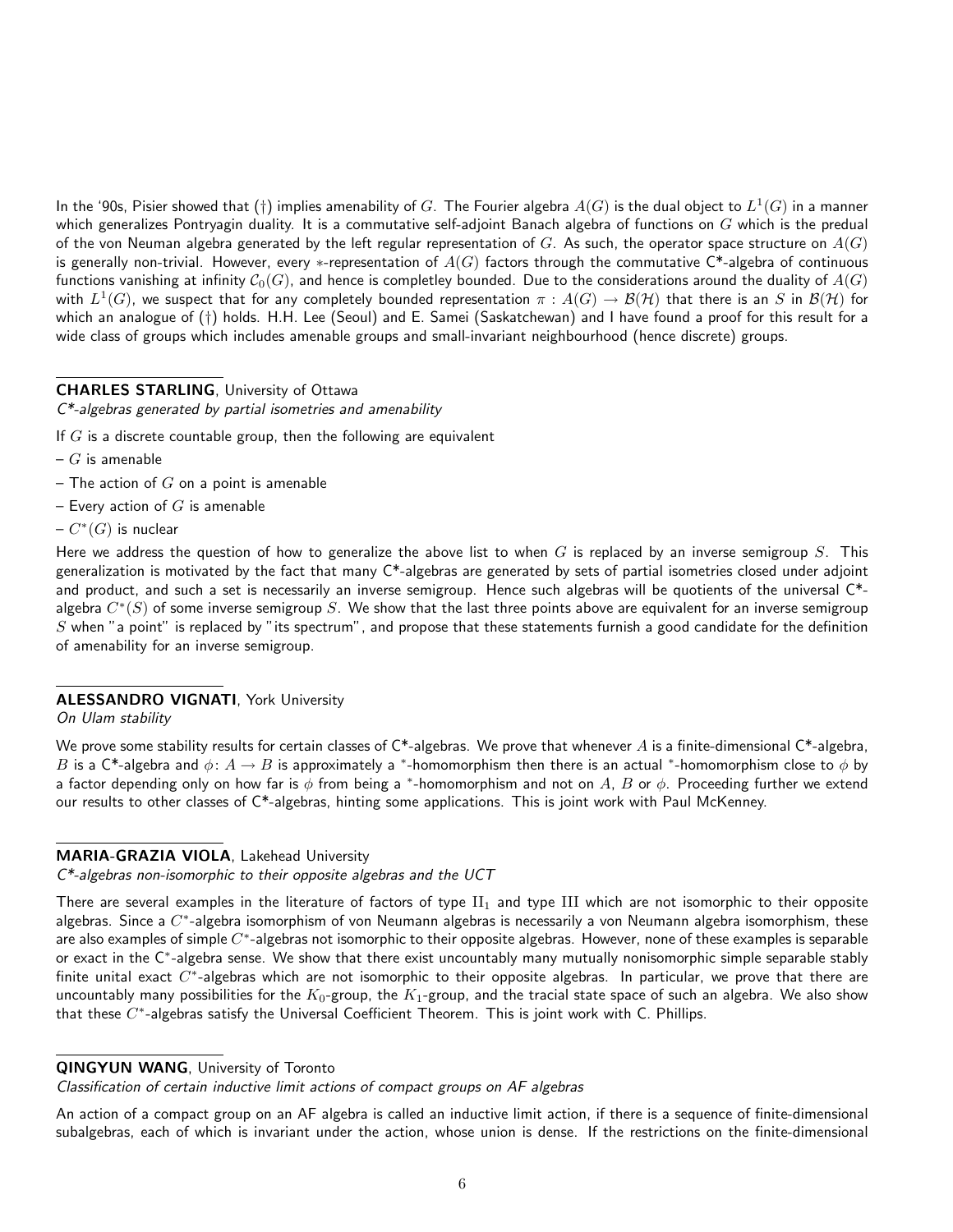In the '90s, Pisier showed that (†) implies amenability of $G$. The Fourier algebra $A(G)$ is the dual object to $L^1(G)$ in a manner which generalizes Pontryagin duality. It is a commutative self-adjoint Banach algebra of functions on $G$ which is the predual of the von Neuman algebra generated by the left regular representation of $G$. As such, the operator space structure on $A(G)$ is generally non-trivial. However, every $*$-representation of $A(G)$ factors through the commutative C*-algebra of continuous functions vanishing at infinity $\mathcal{C}_0(G)$, and hence is completley bounded. Due to the considerations around the duality of $A(G)$ with $L^1(G)$, we suspect that for any completely bounded representation $\pi : A(G) \to \mathcal{B}(\mathcal{H})$ that there is an $S$ in $\mathcal{B}(\mathcal{H})$ for which an analogue of (†) holds. H.H. Lee (Seoul) and E. Samei (Saskatchewan) and I have found a proof for this result for a wide class of groups which includes amenable groups and small-invariant neighbourhood (hence discrete) groups.

**CHARLES STARLING**, University of Ottawa
*C\*-algebras generated by partial isometries and amenability*

If $G$ is a discrete countable group, then the following are equivalent

– $G$ is amenable

– The action of $G$ on a point is amenable

– Every action of $G$ is amenable

– $C^*(G)$ is nuclear

Here we address the question of how to generalize the above list to when $G$ is replaced by an inverse semigroup $S$. This generalization is motivated by the fact that many C*-algebras are generated by sets of partial isometries closed under adjoint and product, and such a set is necessarily an inverse semigroup. Hence such algebras will be quotients of the universal C*-algebra $C^*(S)$ of some inverse semigroup $S$. We show that the last three points above are equivalent for an inverse semigroup $S$ when "a point" is replaced by "its spectrum", and propose that these statements furnish a good candidate for the definition of amenability for an inverse semigroup.

**ALESSANDRO VIGNATI**, York University
*On Ulam stability*

We prove some stability results for certain classes of C*-algebras. We prove that whenever $A$ is a finite-dimensional C*-algebra, $B$ is a C*-algebra and $\phi\colon A \to B$ is approximately a $^*$-homomorphism then there is an actual $^*$-homomorphism close to $\phi$ by a factor depending only on how far is $\phi$ from being a $^*$-homomorphism and not on $A$, $B$ or $\phi$. Proceeding further we extend our results to other classes of C*-algebras, hinting some applications. This is joint work with Paul McKenney.

**MARIA-GRAZIA VIOLA**, Lakehead University
*C\*-algebras non-isomorphic to their opposite algebras and the UCT*

There are several examples in the literature of factors of type $\mathrm{II}_1$ and type $\mathrm{III}$ which are not isomorphic to their opposite algebras. Since a $C^*$-algebra isomorphism of von Neumann algebras is necessarily a von Neumann algebra isomorphism, these are also examples of simple $C^*$-algebras not isomorphic to their opposite algebras. However, none of these examples is separable or exact in the C$^*$-algebra sense. We show that there exist uncountably many mutually nonisomorphic simple separable stably finite unital exact $C^*$-algebras which are not isomorphic to their opposite algebras. In particular, we prove that there are uncountably many possibilities for the $K_0$-group, the $K_1$-group, and the tracial state space of such an algebra. We also show that these $C^*$-algebras satisfy the Universal Coefficient Theorem. This is joint work with C. Phillips.

**QINGYUN WANG**, University of Toronto
*Classification of certain inductive limit actions of compact groups on AF algebras*

An action of a compact group on an AF algebra is called an inductive limit action, if there is a sequence of finite-dimensional subalgebras, each of which is invariant under the action, whose union is dense. If the restrictions on the finite-dimensional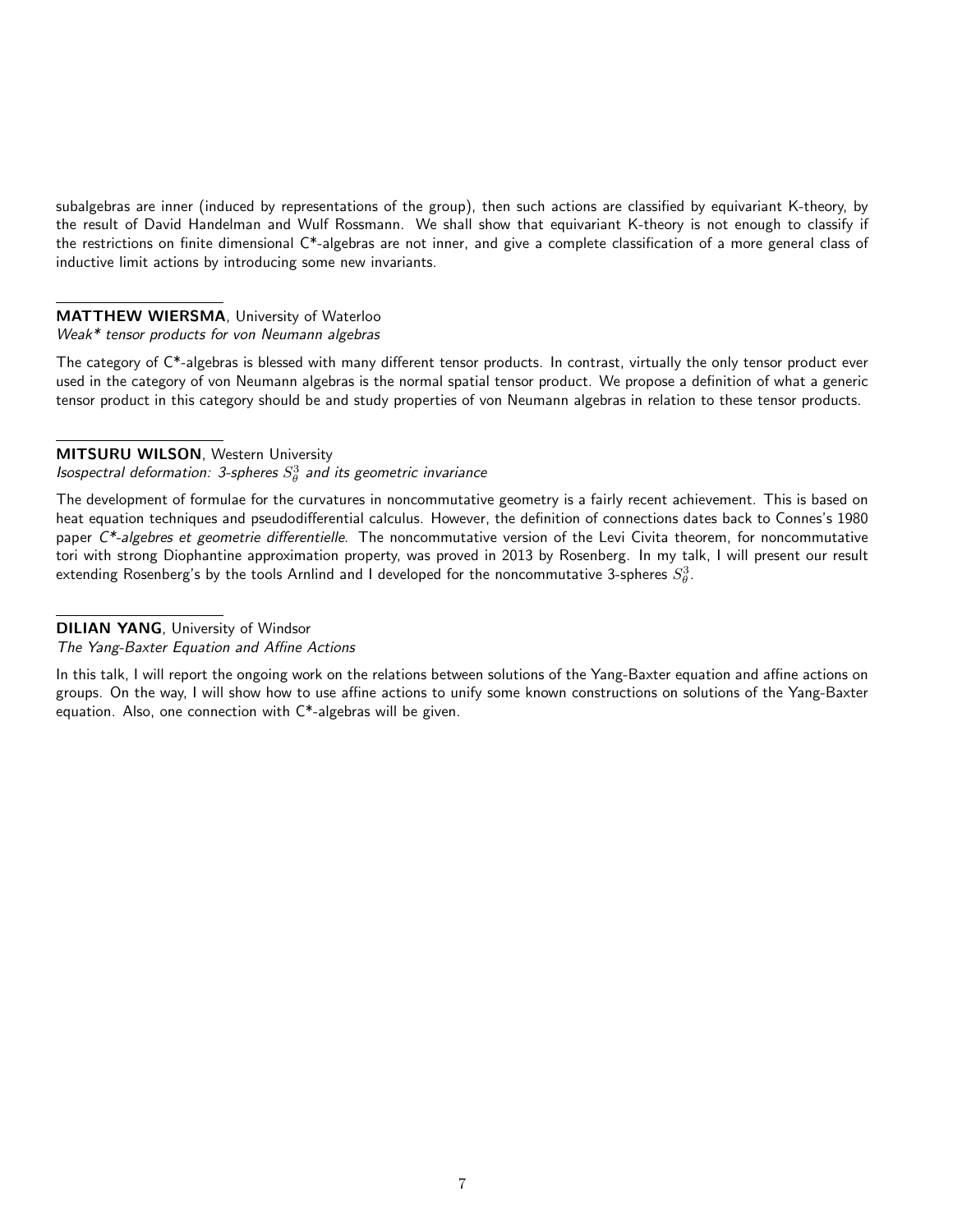subalgebras are inner (induced by representations of the group), then such actions are classified by equivariant K-theory, by the result of David Handelman and Wulf Rossmann. We shall show that equivariant K-theory is not enough to classify if the restrictions on finite dimensional C*-algebras are not inner, and give a complete classification of a more general class of inductive limit actions by introducing some new invariants.

---

**MATTHEW WIERSMA**, University of Waterloo
*Weak* tensor products for von Neumann algebras*

The category of C*-algebras is blessed with many different tensor products. In contrast, virtually the only tensor product ever used in the category of von Neumann algebras is the normal spatial tensor product. We propose a definition of what a generic tensor product in this category should be and study properties of von Neumann algebras in relation to these tensor products.

---

**MITSURU WILSON**, Western University
*Isospectral deformation: 3-spheres $S^3_\theta$ and its geometric invariance*

The development of formulae for the curvatures in noncommutative geometry is a fairly recent achievement. This is based on heat equation techniques and pseudodifferential calculus. However, the definition of connections dates back to Connes's 1980 paper *C*-algebres et geometrie differentielle*. The noncommutative version of the Levi Civita theorem, for noncommutative tori with strong Diophantine approximation property, was proved in 2013 by Rosenberg. In my talk, I will present our result extending Rosenberg's by the tools Arnlind and I developed for the noncommutative 3-spheres $S^3_\theta$.

---

**DILIAN YANG**, University of Windsor
*The Yang-Baxter Equation and Affine Actions*

In this talk, I will report the ongoing work on the relations between solutions of the Yang-Baxter equation and affine actions on groups. On the way, I will show how to use affine actions to unify some known constructions on solutions of the Yang-Baxter equation. Also, one connection with C*-algebras will be given.